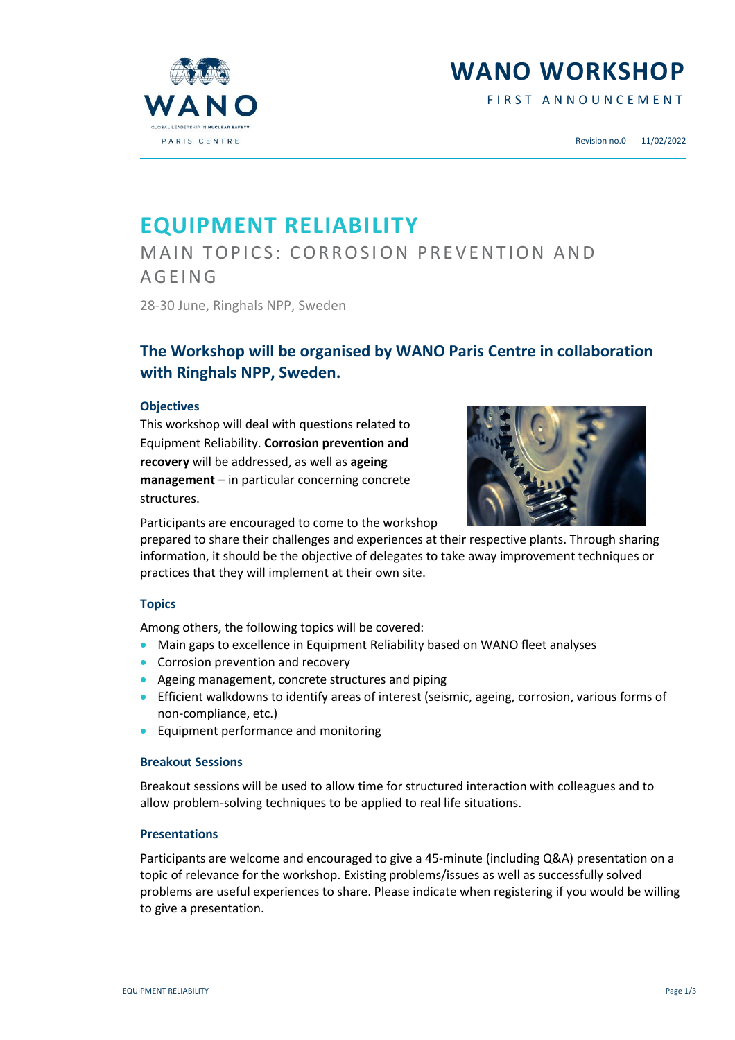# WANO WORKSHOP

FIRST ANNOUNCEMENT

Revision no.0 11/02/2022

# EQUIPMENT RELIABILITY

## MAIN TOPICS: CORROSION PREVENTION AND AGEING

28-30 June, Ringhals NPP, Sweden

## The Workshop will be organised by WANO Paris Centre in collaboration with Ringhals NPP, Sweden.

### Objectives

This workshop will deal with questions related to Equipment Reliability. **Corrosion prevention and recovery** will be addressed, as well as **ageing management** – in particular concerning concrete structures.

Participants are encouraged to come to the workshop prepared to share their challenges and experiences at their respective plants. Through sharing information, it should be the objective of delegates to take away improvement techniques or practices that they will implement at their own site.

### Topics

Among others, the following topics will be covered:

- Main gaps to excellence in Equipment Reliability based on WANO fleet analyses
- Corrosion prevention and recovery
- Ageing management, concrete structures and piping
- Efficient walkdowns to identify areas of interest (seismic, ageing, corrosion, various forms of non-compliance, etc.)
- Equipment performance and monitoring

### Breakout Sessions

Breakout sessions will be used to allow time for structured interaction with colleagues and to allow problem-solving techniques to be applied to real life situations.

### Presentations

Participants are welcome and encouraged to give a 45-minute (including Q&A) presentation on a topic of relevance for the workshop. Existing problems/issues as well as successfully solved problems are useful experiences to share. Please indicate when registering if you would be willing to give a presentation.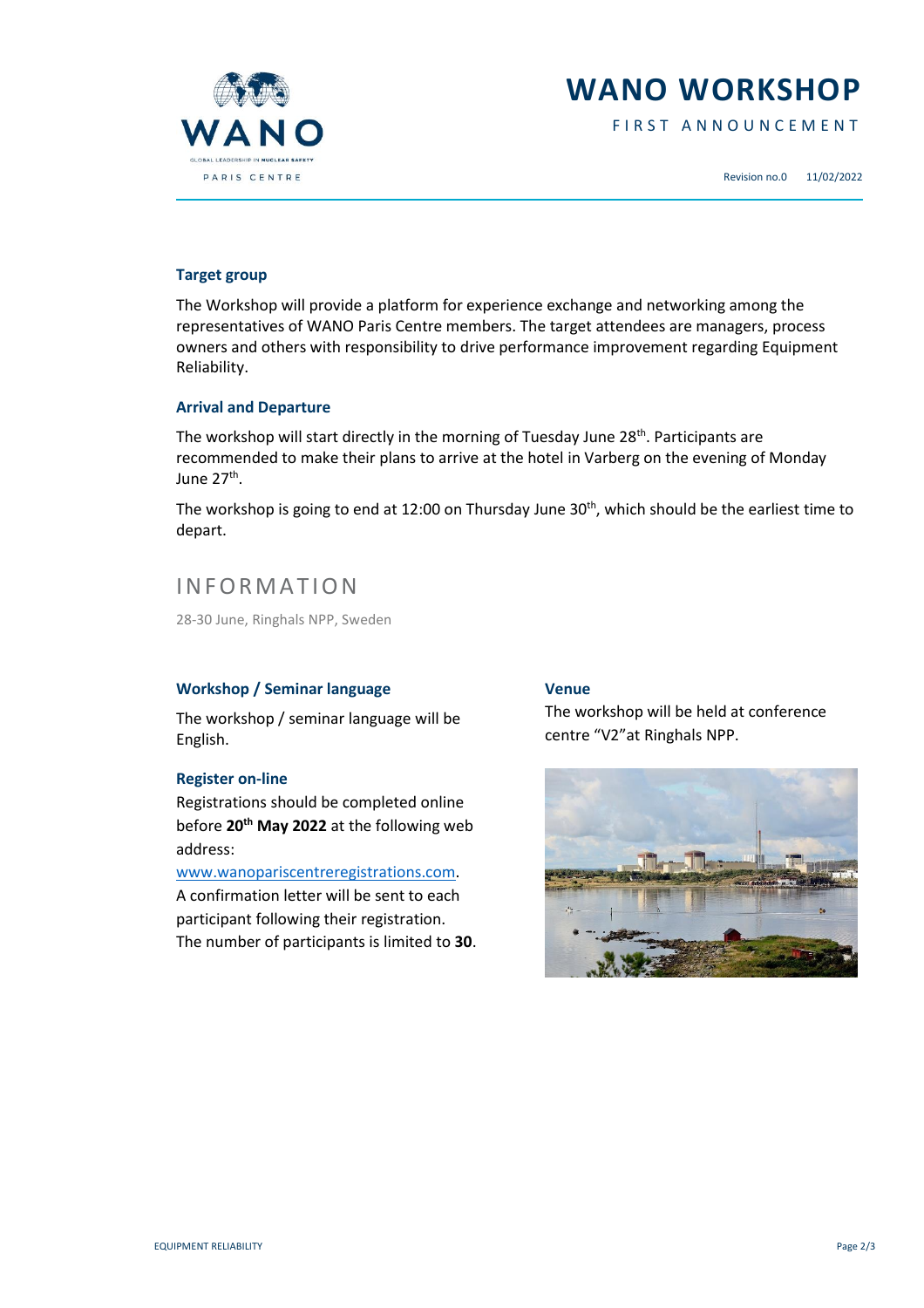## Target group

The Workshop will provide a platform for experience exchange and networking among the representatives of WANO Paris Centre members. The target attendees are managers, process owners and others with responsibility to drive performance improvement regarding Equipment Reliability.

## Arrival and Departure

The workshop will start directly in the morning of Tuesday June 28th. Participants are recommended to make their plans to arrive at the hotel in Varberg on the evening of Monday June 27th.

The workshop is going to end at 12:00 on Thursday June 30th, which should be the earliest time to depart.

# INFORMATION

28-30 June, Ringhals NPP, Sweden

## Workshop / Seminar language

The workshop / seminar language will be English.

## Register on-line

Registrations should be completed online before **20th May 2022** at the following web address:

www.wanopariscentreregistrations.com.

A confirmation letter will be sent to each participant following their registration.

The number of participants is limited to **30**.

## Venue

The workshop will be held at conference centre "V2"at Ringhals NPP.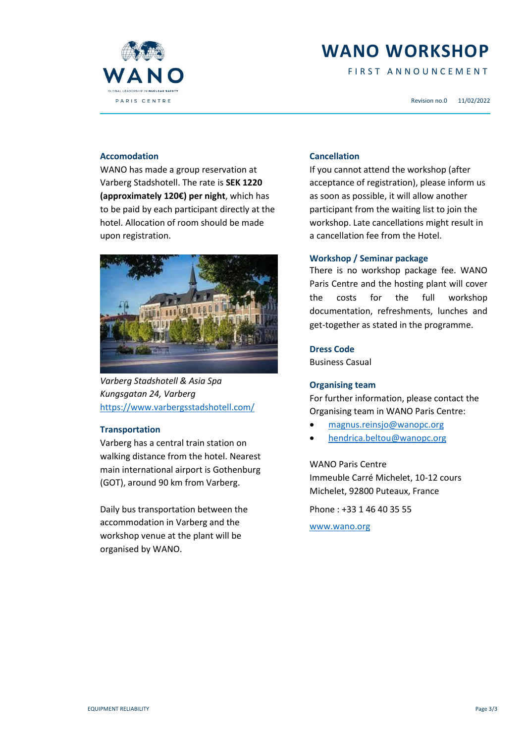### Accomodation

WANO has made a group reservation at Varberg Stadshotell. The rate is **SEK 1220 (approximately 120€) per night**, which has to be paid by each participant directly at the hotel. Allocation of room should be made upon registration.

*Varberg Stadshotell & Asia Spa*
*Kungsgatan 24, Varberg*
https://www.varbergsstadshotell.com/

### Transportation

Varberg has a central train station on walking distance from the hotel. Nearest main international airport is Gothenburg (GOT), around 90 km from Varberg.

Daily bus transportation between the accommodation in Varberg and the workshop venue at the plant will be organised by WANO.

### Cancellation

If you cannot attend the workshop (after acceptance of registration), please inform us as soon as possible, it will allow another participant from the waiting list to join the workshop. Late cancellations might result in a cancellation fee from the Hotel.

### Workshop / Seminar package

There is no workshop package fee. WANO Paris Centre and the hosting plant will cover the costs for the full workshop documentation, refreshments, lunches and get-together as stated in the programme.

### Dress Code

Business Casual

### Organising team

For further information, please contact the Organising team in WANO Paris Centre:

- magnus.reinsjo@wanopc.org
- hendrica.beltou@wanopc.org

WANO Paris Centre
Immeuble Carré Michelet, 10-12 cours Michelet, 92800 Puteaux, France

Phone : +33 1 46 40 35 55

www.wano.org